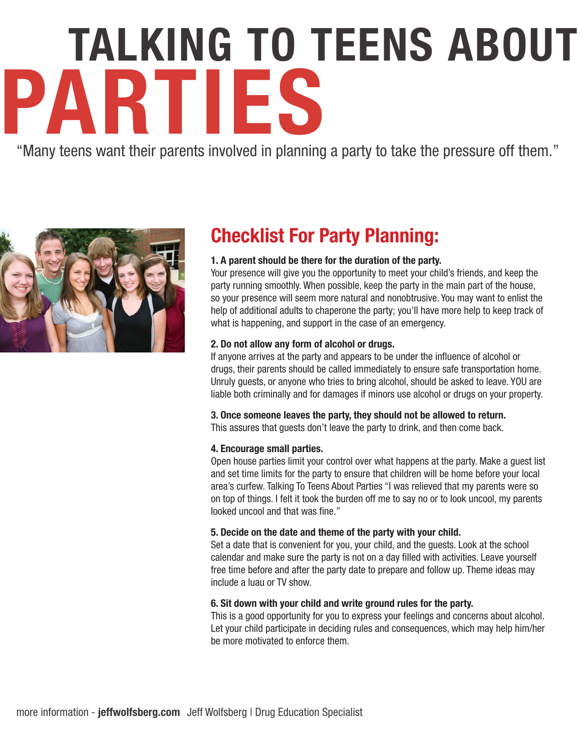# TALKING TO TEENS ABOUT PARTIES

"Many teens want their parents involved in planning a party to take the pressure off them."

## Checklist For Party Planning:

**1. A parent should be there for the duration of the party.**
Your presence will give you the opportunity to meet your child's friends, and keep the party running smoothly. When possible, keep the party in the main part of the house, so your presence will seem more natural and nonobtrusive. You may want to enlist the help of additional adults to chaperone the party; you'll have more help to keep track of what is happening, and support in the case of an emergency.

**2. Do not allow any form of alcohol or drugs.**
If anyone arrives at the party and appears to be under the influence of alcohol or drugs, their parents should be called immediately to ensure safe transportation home. Unruly guests, or anyone who tries to bring alcohol, should be asked to leave. YOU are liable both criminally and for damages if minors use alcohol or drugs on your property.

**3. Once someone leaves the party, they should not be allowed to return.**
This assures that guests don't leave the party to drink, and then come back.

**4. Encourage small parties.**
Open house parties limit your control over what happens at the party. Make a guest list and set time limits for the party to ensure that children will be home before your local area's curfew. Talking To Teens About Parties "I was relieved that my parents were so on top of things. I felt it took the burden off me to say no or to look uncool, my parents looked uncool and that was fine."

**5. Decide on the date and theme of the party with your child.**
Set a date that is convenient for you, your child, and the guests. Look at the school calendar and make sure the party is not on a day filled with activities. Leave yourself free time before and after the party date to prepare and follow up. Theme ideas may include a luau or TV show.

**6. Sit down with your child and write ground rules for the party.**
This is a good opportunity for you to express your feelings and concerns about alcohol. Let your child participate in deciding rules and consequences, which may help him/her be more motivated to enforce them.

more information - **jeffwolfsberg.com** Jeff Wolfsberg | Drug Education Specialist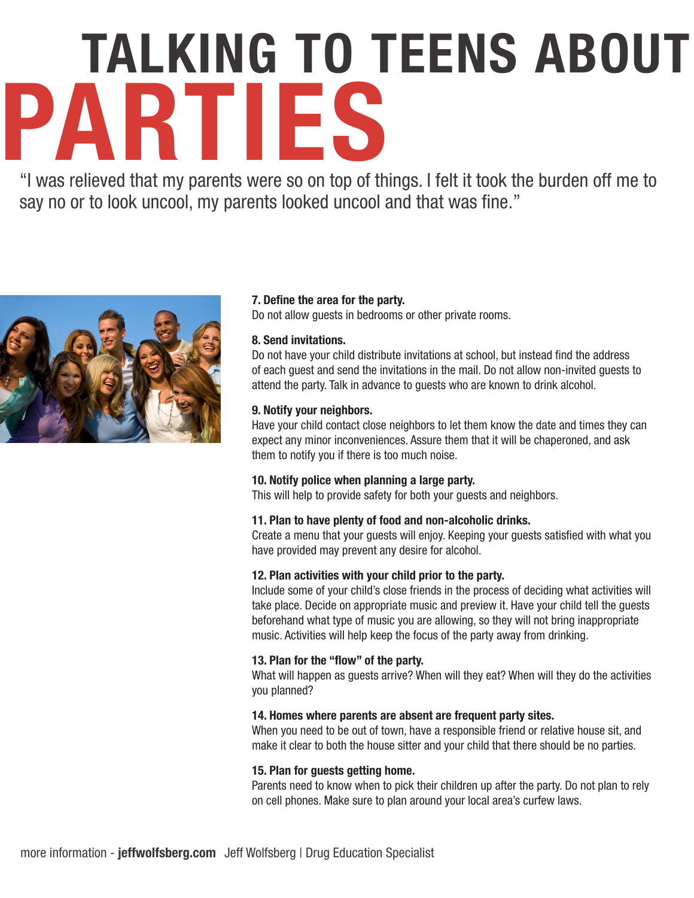# TALKING TO TEENS ABOUT PARTIES

"I was relieved that my parents were so on top of things. I felt it took the burden off me to say no or to look uncool, my parents looked uncool and that was fine."

**7. Define the area for the party.**
Do not allow guests in bedrooms or other private rooms.

**8. Send invitations.**
Do not have your child distribute invitations at school, but instead find the address of each guest and send the invitations in the mail. Do not allow non-invited guests to attend the party. Talk in advance to guests who are known to drink alcohol.

**9. Notify your neighbors.**
Have your child contact close neighbors to let them know the date and times they can expect any minor inconveniences. Assure them that it will be chaperoned, and ask them to notify you if there is too much noise.

**10. Notify police when planning a large party.**
This will help to provide safety for both your guests and neighbors.

**11. Plan to have plenty of food and non-alcoholic drinks.**
Create a menu that your guests will enjoy. Keeping your guests satisfied with what you have provided may prevent any desire for alcohol.

**12. Plan activities with your child prior to the party.**
Include some of your child's close friends in the process of deciding what activities will take place. Decide on appropriate music and preview it. Have your child tell the guests beforehand what type of music you are allowing, so they will not bring inappropriate music. Activities will help keep the focus of the party away from drinking.

**13. Plan for the "flow" of the party.**
What will happen as guests arrive? When will they eat? When will they do the activities you planned?

**14. Homes where parents are absent are frequent party sites.**
When you need to be out of town, have a responsible friend or relative house sit, and make it clear to both the house sitter and your child that there should be no parties.

**15. Plan for guests getting home.**
Parents need to know when to pick their children up after the party. Do not plan to rely on cell phones. Make sure to plan around your local area's curfew laws.

more information - **jeffwolfsberg.com** Jeff Wolfsberg | Drug Education Specialist